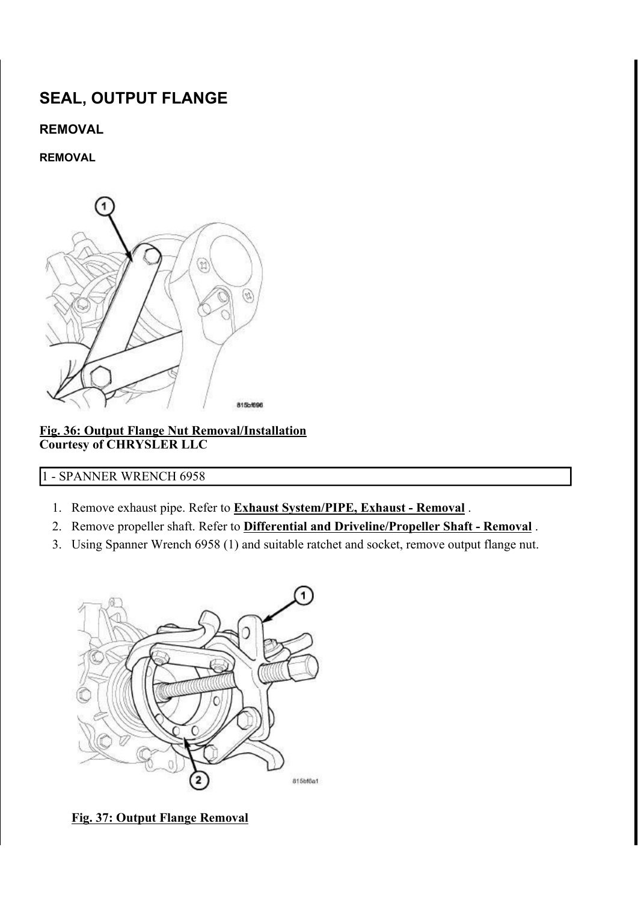# SEAL, OUTPUT FLANGE

## REMOVAL

### REMOVAL

**Fig. 36: Output Flange Nut Removal/Installation**
**Courtesy of CHRYSLER LLC**

| 1 - SPANNER WRENCH 6958 |
| --- |

1. Remove exhaust pipe. Refer to **Exhaust System/PIPE, Exhaust - Removal** .
2. Remove propeller shaft. Refer to **Differential and Driveline/Propeller Shaft - Removal** .
3. Using Spanner Wrench 6958 (1) and suitable ratchet and socket, remove output flange nut.

**Fig. 37: Output Flange Removal**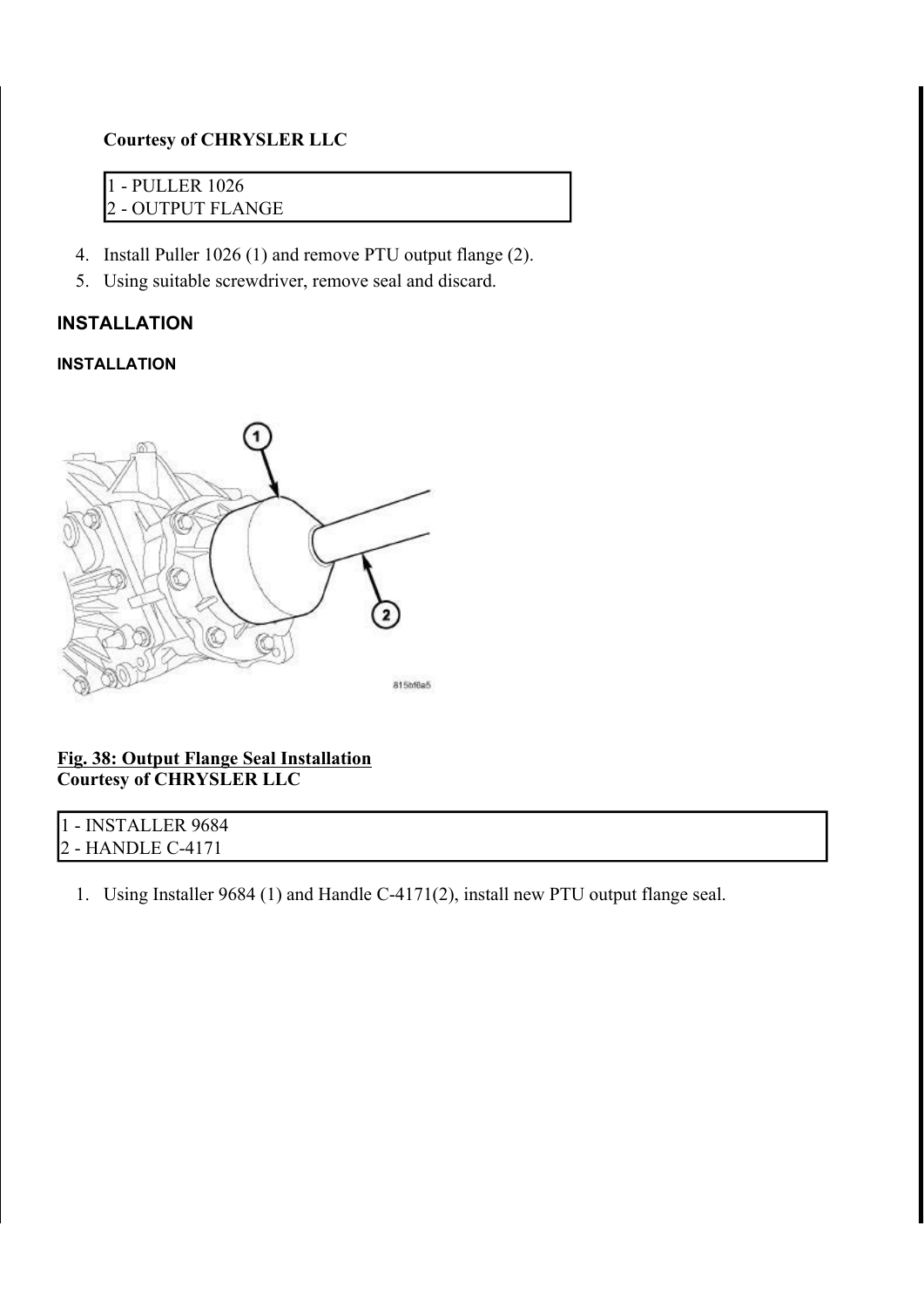**Courtesy of CHRYSLER LLC**

| 1 - PULLER 1026 |
| --- |
| 2 - OUTPUT FLANGE |

4. Install Puller 1026 (1) and remove PTU output flange (2).
5. Using suitable screwdriver, remove seal and discard.

## INSTALLATION

### INSTALLATION

**Fig. 38: Output Flange Seal Installation**
**Courtesy of CHRYSLER LLC**

| 1 - INSTALLER 9684 |
| --- |
| 2 - HANDLE C-4171 |

1. Using Installer 9684 (1) and Handle C-4171(2), install new PTU output flange seal.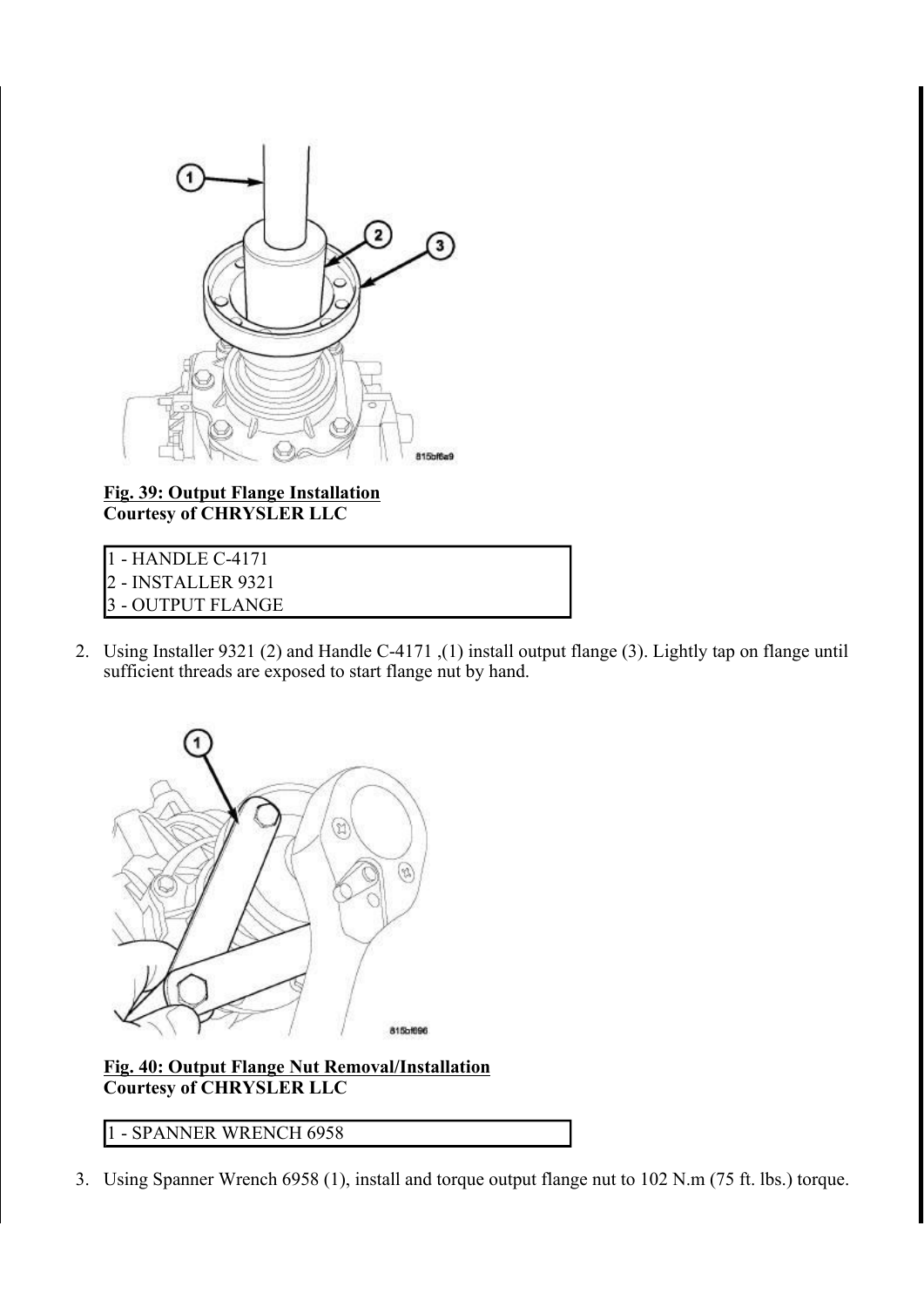**Fig. 39: Output Flange Installation**
**Courtesy of CHRYSLER LLC**

| 1 - HANDLE C-4171 |
|---|
| 2 - INSTALLER 9321 |
| 3 - OUTPUT FLANGE |

2. Using Installer 9321 (2) and Handle C-4171 ,(1) install output flange (3). Lightly tap on flange until sufficient threads are exposed to start flange nut by hand.

**Fig. 40: Output Flange Nut Removal/Installation**
**Courtesy of CHRYSLER LLC**

| 1 - SPANNER WRENCH 6958 |
|---|

3. Using Spanner Wrench 6958 (1), install and torque output flange nut to 102 N.m (75 ft. lbs.) torque.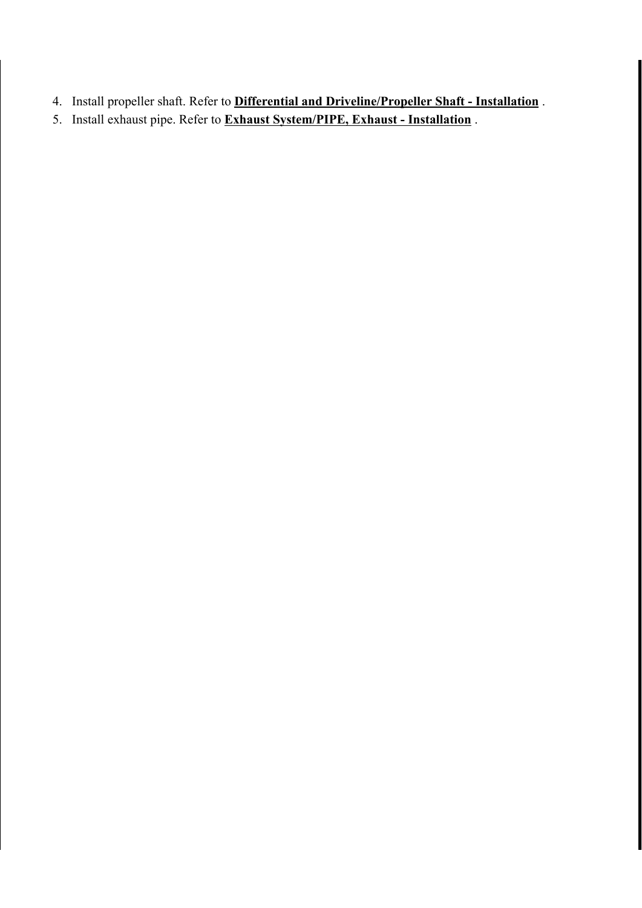4. Install propeller shaft. Refer to **Differential and Driveline/Propeller Shaft - Installation** .
5. Install exhaust pipe. Refer to **Exhaust System/PIPE, Exhaust - Installation** .